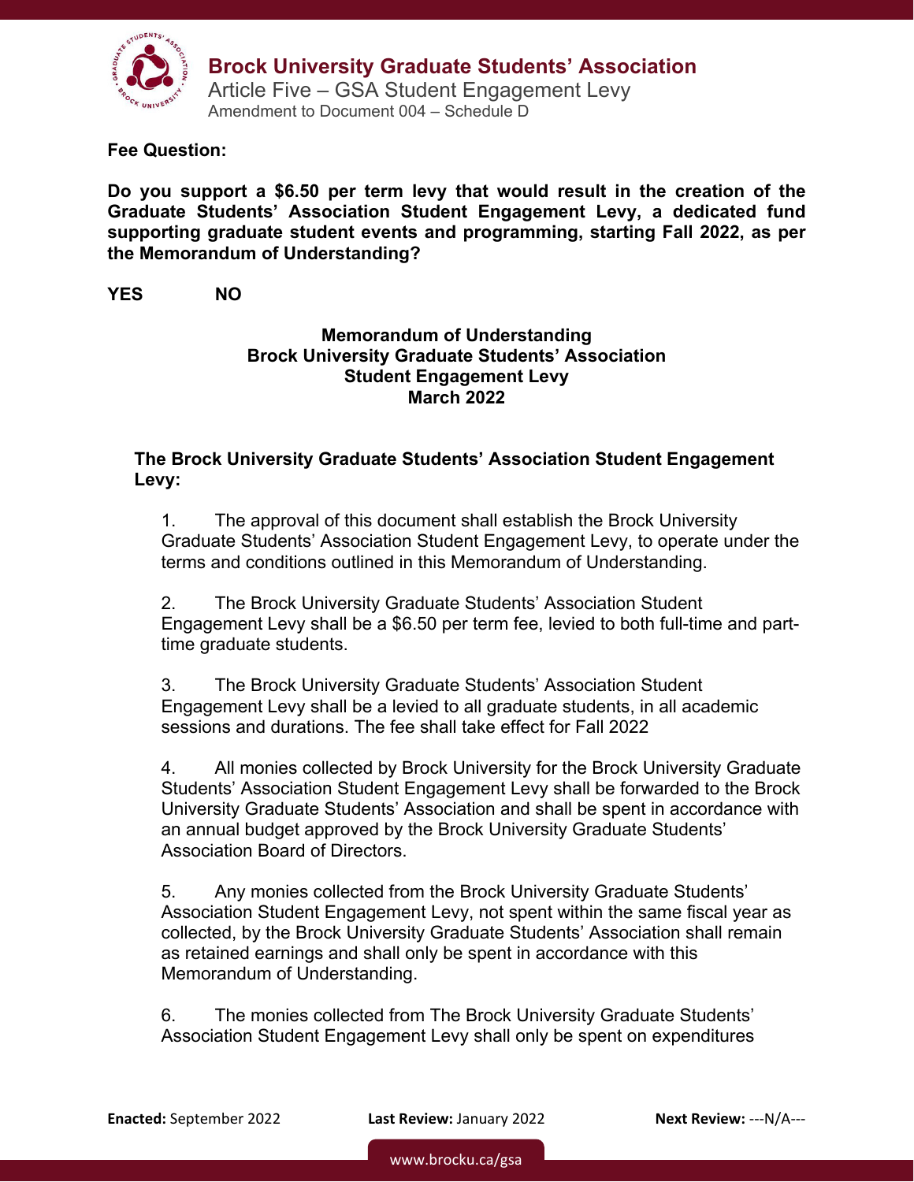# Brock University Graduate Students' Association

Article Five – GSA Student Engagement Levy

Amendment to Document 004 – Schedule D

**Fee Question:**

**Do you support a $6.50 per term levy that would result in the creation of the Graduate Students' Association Student Engagement Levy, a dedicated fund supporting graduate student events and programming, starting Fall 2022, as per the Memorandum of Understanding?**

**YES NO**

## Memorandum of Understanding
## Brock University Graduate Students' Association
## Student Engagement Levy
## March 2022

**The Brock University Graduate Students' Association Student Engagement Levy:**

1. The approval of this document shall establish the Brock University Graduate Students' Association Student Engagement Levy, to operate under the terms and conditions outlined in this Memorandum of Understanding.

2. The Brock University Graduate Students' Association Student Engagement Levy shall be a $6.50 per term fee, levied to both full-time and part-time graduate students.

3. The Brock University Graduate Students' Association Student Engagement Levy shall be a levied to all graduate students, in all academic sessions and durations. The fee shall take effect for Fall 2022

4. All monies collected by Brock University for the Brock University Graduate Students' Association Student Engagement Levy shall be forwarded to the Brock University Graduate Students' Association and shall be spent in accordance with an annual budget approved by the Brock University Graduate Students' Association Board of Directors.

5. Any monies collected from the Brock University Graduate Students' Association Student Engagement Levy, not spent within the same fiscal year as collected, by the Brock University Graduate Students' Association shall remain as retained earnings and shall only be spent in accordance with this Memorandum of Understanding.

6. The monies collected from The Brock University Graduate Students' Association Student Engagement Levy shall only be spent on expenditures

**Enacted:** September 2022 **Last Review:** January 2022 **Next Review:** ---N/A---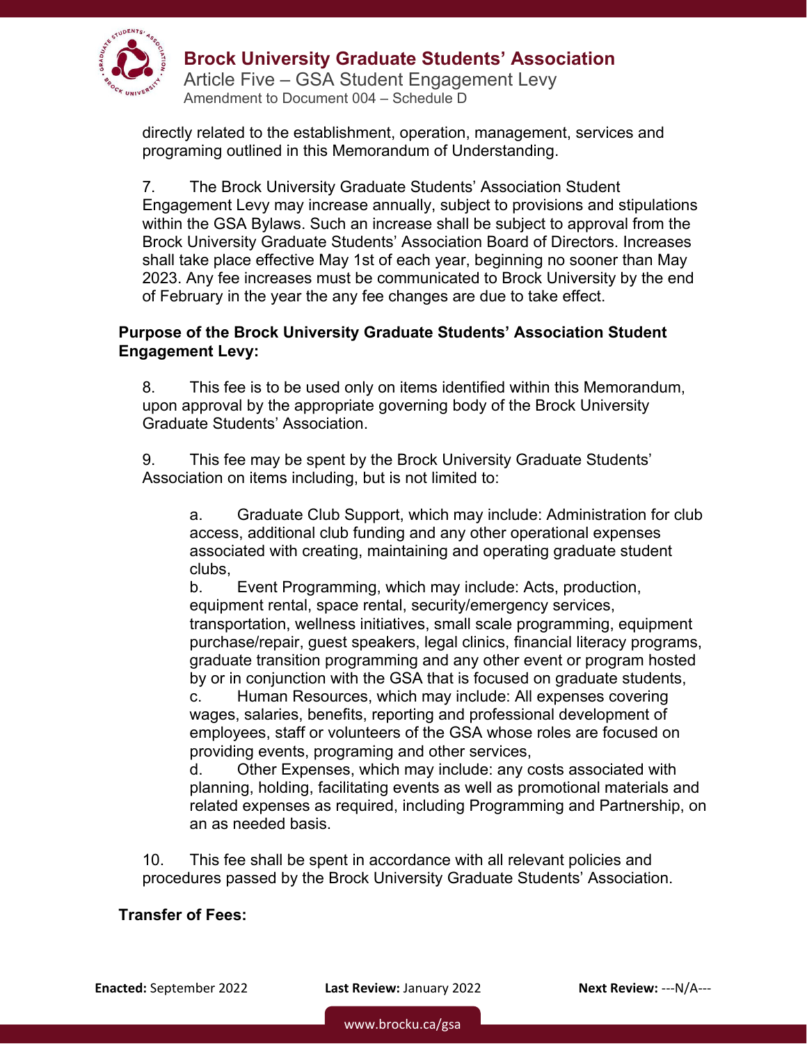directly related to the establishment, operation, management, services and programing outlined in this Memorandum of Understanding.

7. The Brock University Graduate Students' Association Student Engagement Levy may increase annually, subject to provisions and stipulations within the GSA Bylaws. Such an increase shall be subject to approval from the Brock University Graduate Students' Association Board of Directors. Increases shall take place effective May 1st of each year, beginning no sooner than May 2023. Any fee increases must be communicated to Brock University by the end of February in the year the any fee changes are due to take effect.

**Purpose of the Brock University Graduate Students' Association Student Engagement Levy:**

8. This fee is to be used only on items identified within this Memorandum, upon approval by the appropriate governing body of the Brock University Graduate Students' Association.

9. This fee may be spent by the Brock University Graduate Students' Association on items including, but is not limited to:

a. Graduate Club Support, which may include: Administration for club access, additional club funding and any other operational expenses associated with creating, maintaining and operating graduate student clubs,
b. Event Programming, which may include: Acts, production, equipment rental, space rental, security/emergency services, transportation, wellness initiatives, small scale programming, equipment purchase/repair, guest speakers, legal clinics, financial literacy programs, graduate transition programming and any other event or program hosted by or in conjunction with the GSA that is focused on graduate students,
c. Human Resources, which may include: All expenses covering wages, salaries, benefits, reporting and professional development of employees, staff or volunteers of the GSA whose roles are focused on providing events, programing and other services,
d. Other Expenses, which may include: any costs associated with planning, holding, facilitating events as well as promotional materials and related expenses as required, including Programming and Partnership, on an as needed basis.

10. This fee shall be spent in accordance with all relevant policies and procedures passed by the Brock University Graduate Students' Association.

**Transfer of Fees:**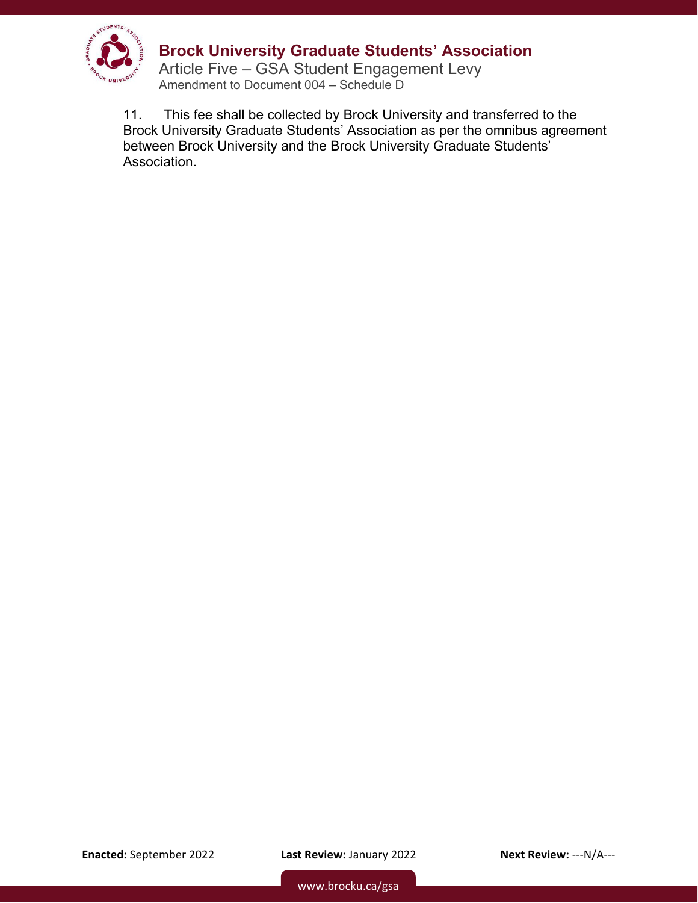11. This fee shall be collected by Brock University and transferred to the Brock University Graduate Students' Association as per the omnibus agreement between Brock University and the Brock University Graduate Students' Association.

**Enacted:** September 2022 **Last Review:** January 2022 **Next Review:** ---N/A---